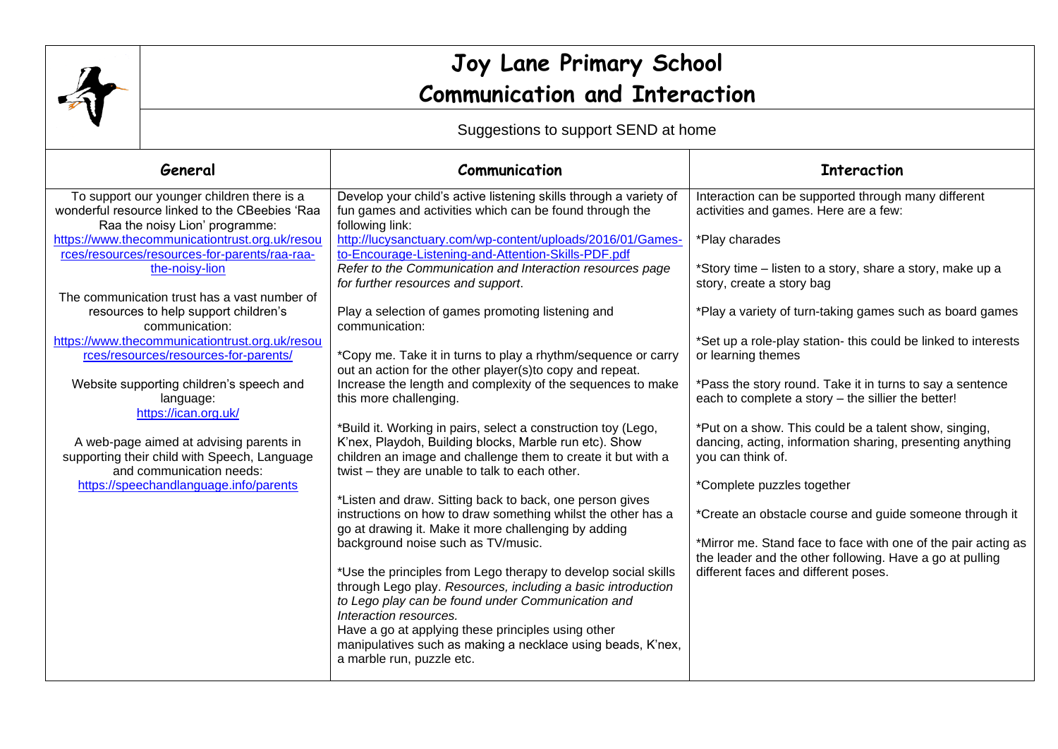# Joy Lane Primary School
# Communication and Interaction

Suggestions to support SEND at home

| General | Communication | Interaction |
| --- | --- | --- |
| To support our younger children there is a wonderful resource linked to the CBeebies 'Raa Raa the noisy Lion' programme: https://www.thecommunicationtrust.org.uk/resources/resources/resources-for-parents/raa-raa-the-noisy-lion<br><br>The communication trust has a vast number of resources to help support children's communication: https://www.thecommunicationtrust.org.uk/resources/resources/resources-for-parents/<br><br>Website supporting children's speech and language: https://ican.org.uk/<br><br>A web-page aimed at advising parents in supporting their child with Speech, Language and communication needs: https://speechandlanguage.info/parents | Develop your child's active listening skills through a variety of fun games and activities which can be found through the following link: http://lucysanctuary.com/wp-content/uploads/2016/01/Games-to-Encourage-Listening-and-Attention-Skills-PDF.pdf<br>*Refer to the Communication and Interaction resources page for further resources and support*.<br><br>Play a selection of games promoting listening and communication:<br><br>*Copy me. Take it in turns to play a rhythm/sequence or carry out an action for the other player(s)to copy and repeat. Increase the length and complexity of the sequences to make this more challenging.<br><br>*Build it. Working in pairs, select a construction toy (Lego, K'nex, Playdoh, Building blocks, Marble run etc). Show children an image and challenge them to create it but with a twist – they are unable to talk to each other.<br><br>*Listen and draw. Sitting back to back, one person gives instructions on how to draw something whilst the other has a go at drawing it. Make it more challenging by adding background noise such as TV/music.<br><br>*Use the principles from Lego therapy to develop social skills through Lego play. *Resources, including a basic introduction to Lego play can be found under Communication and Interaction resources.*<br>Have a go at applying these principles using other manipulatives such as making a necklace using beads, K'nex, a marble run, puzzle etc. | Interaction can be supported through many different activities and games. Here are a few:<br><br>*Play charades<br><br>*Story time – listen to a story, share a story, make up a story, create a story bag<br><br>*Play a variety of turn-taking games such as board games<br><br>*Set up a role-play station- this could be linked to interests or learning themes<br><br>*Pass the story round. Take it in turns to say a sentence each to complete a story – the sillier the better!<br><br>*Put on a show. This could be a talent show, singing, dancing, acting, information sharing, presenting anything you can think of.<br><br>*Complete puzzles together<br><br>*Create an obstacle course and guide someone through it<br><br>*Mirror me. Stand face to face with one of the pair acting as the leader and the other following. Have a go at pulling different faces and different poses. |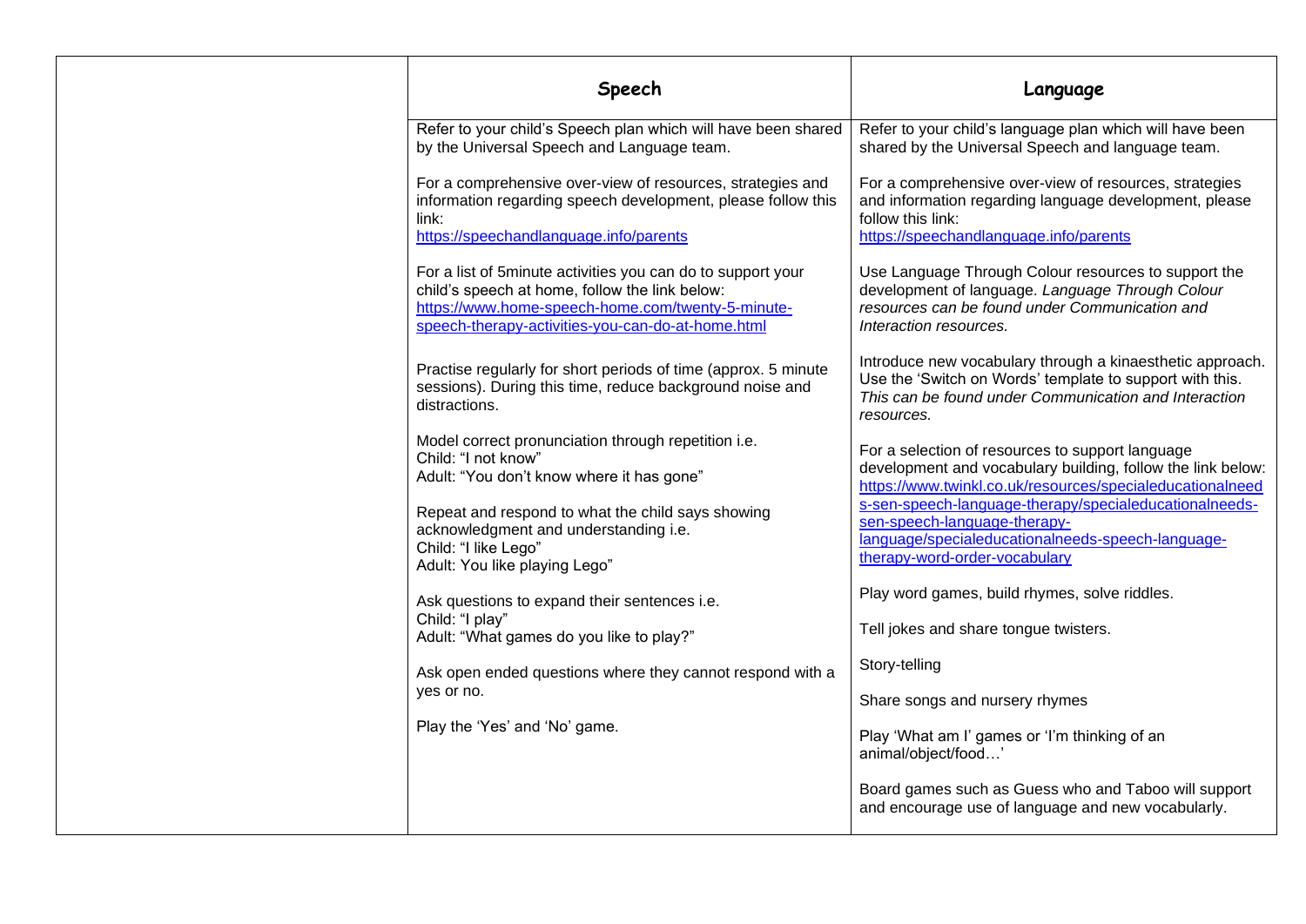| | Speech | Language |
|---|---|---|
| | Refer to your child's Speech plan which will have been shared by the Universal Speech and Language team.<br><br>For a comprehensive over-view of resources, strategies and information regarding speech development, please follow this link:<br>https://speechandlanguage.info/parents<br><br>For a list of 5minute activities you can do to support your child's speech at home, follow the link below:<br>https://www.home-speech-home.com/twenty-5-minute-speech-therapy-activities-you-can-do-at-home.html<br><br>Practise regularly for short periods of time (approx. 5 minute sessions). During this time, reduce background noise and distractions.<br><br>Model correct pronunciation through repetition i.e.<br>Child: "I not know"<br>Adult: "You don't know where it has gone"<br><br>Repeat and respond to what the child says showing acknowledgment and understanding i.e.<br>Child: "I like Lego"<br>Adult: You like playing Lego"<br><br>Ask questions to expand their sentences i.e.<br>Child: "I play"<br>Adult: "What games do you like to play?"<br><br>Ask open ended questions where they cannot respond with a yes or no.<br><br>Play the 'Yes' and 'No' game. | Refer to your child's language plan which will have been shared by the Universal Speech and language team.<br><br>For a comprehensive over-view of resources, strategies and information regarding language development, please follow this link:<br>https://speechandlanguage.info/parents<br><br>Use Language Through Colour resources to support the development of language. *Language Through Colour resources can be found under Communication and Interaction resources.*<br><br>Introduce new vocabulary through a kinaesthetic approach. Use the 'Switch on Words' template to support with this. *This can be found under Communication and Interaction resources.*<br><br>For a selection of resources to support language development and vocabulary building, follow the link below:<br>https://www.twinkl.co.uk/resources/specialeducationalneeds-sen-speech-language-therapy/specialeducationalneeds-sen-speech-language-therapy-language/specialeducationalneeds-speech-language-therapy-word-order-vocabulary<br><br>Play word games, build rhymes, solve riddles.<br><br>Tell jokes and share tongue twisters.<br><br>Story-telling<br><br>Share songs and nursery rhymes<br><br>Play 'What am I' games or 'I'm thinking of an animal/object/food…'<br><br>Board games such as Guess who and Taboo will support and encourage use of language and new vocabularly. |